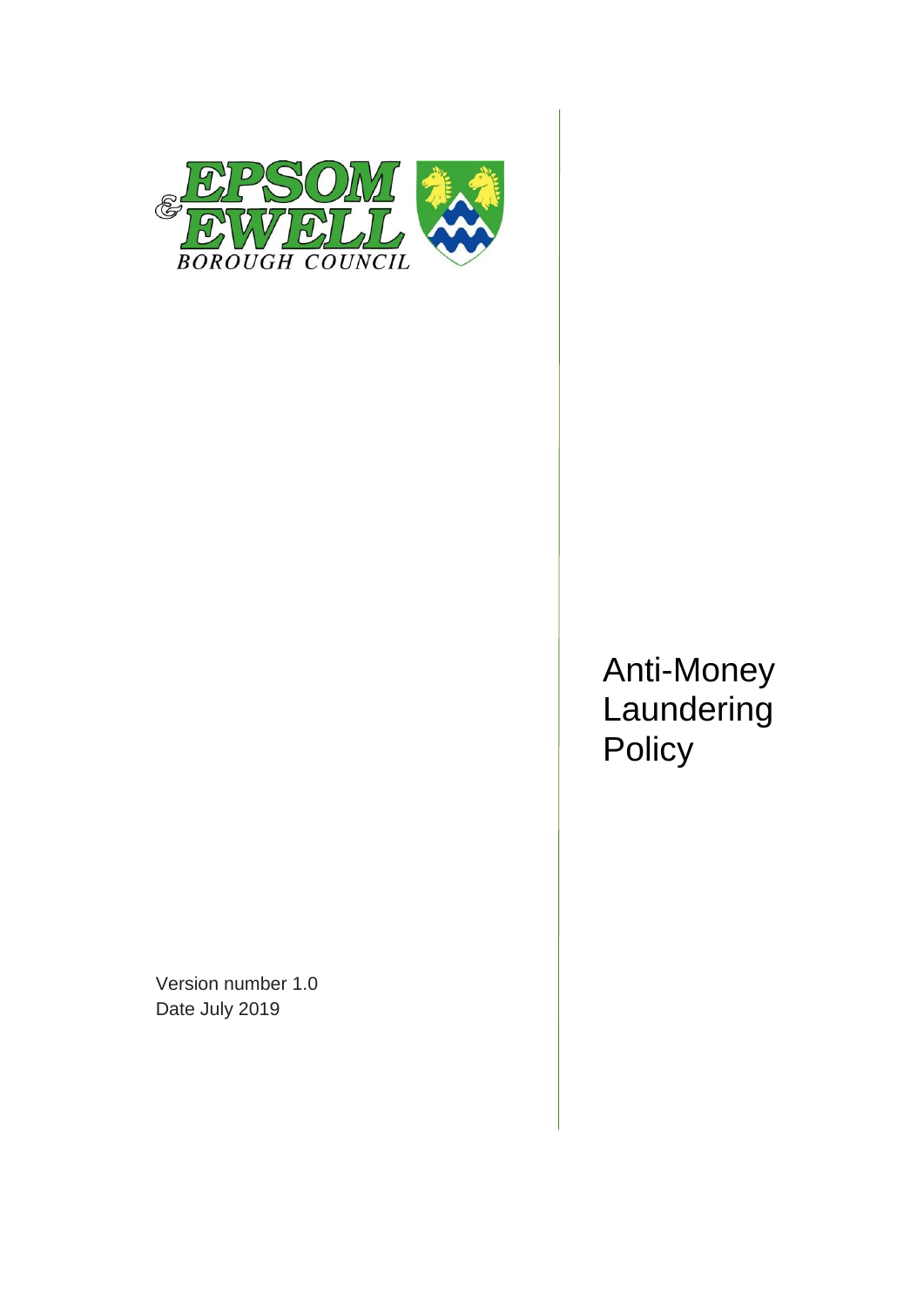EPSOM & EWELL BOROUGH COUNCIL

# Anti-Money Laundering Policy

Version number 1.0
Date July 2019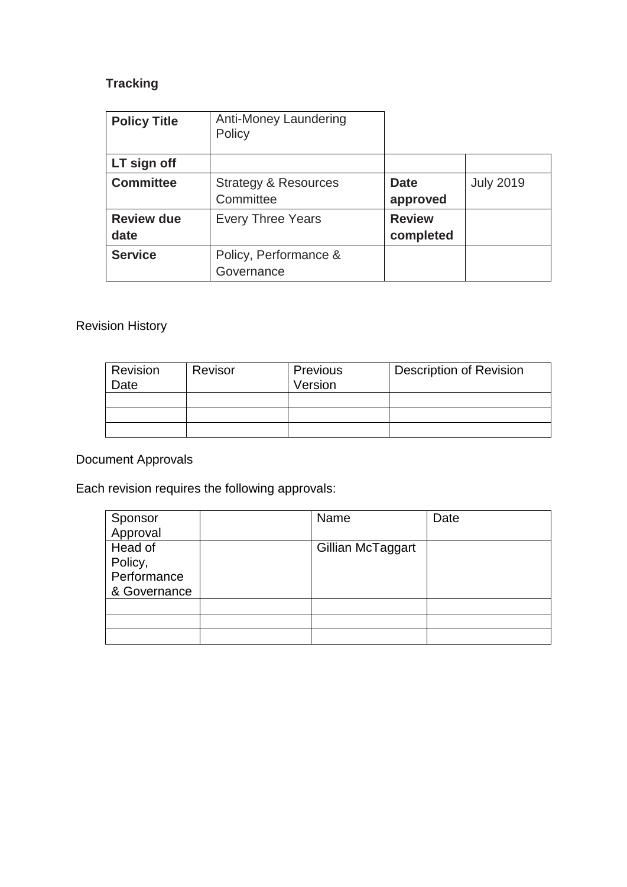**Tracking**

| **Policy Title** | Anti-Money Laundering Policy | | |
| --- | --- | --- | --- |
| **LT sign off** | | | |
| **Committee** | Strategy & Resources Committee | **Date approved** | July 2019 |
| **Review due date** | Every Three Years | **Review completed** | |
| **Service** | Policy, Performance & Governance | | |

Revision History

| Revision Date | Revisor | Previous Version | Description of Revision |
| --- | --- | --- | --- |
| | | | |
| | | | |
| | | | |

Document Approvals

Each revision requires the following approvals:

| Sponsor Approval | | Name | Date |
| --- | --- | --- | --- |
| Head of Policy, Performance & Governance | | Gillian McTaggart | |
| | | | |
| | | | |
| | | | |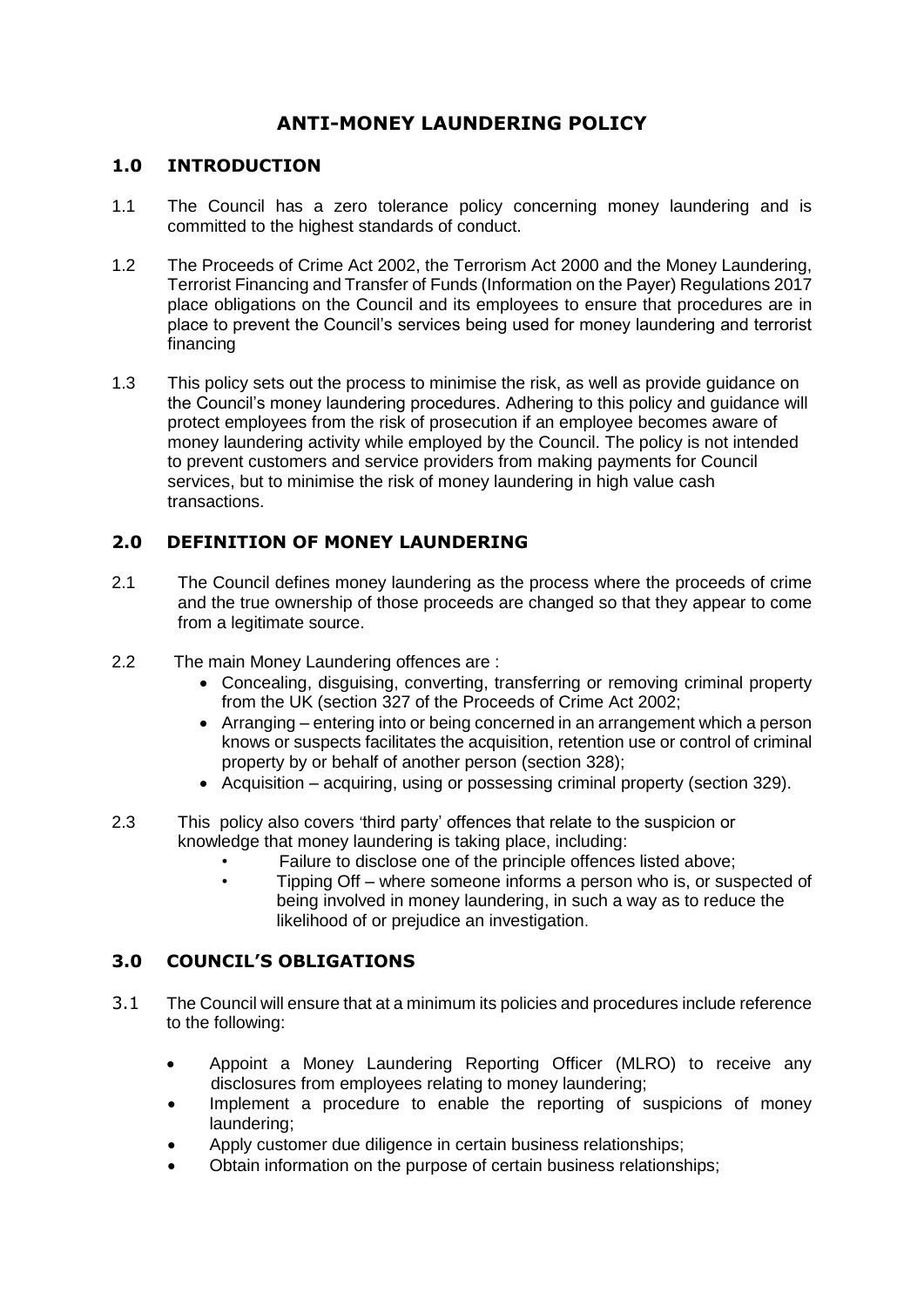# ANTI-MONEY LAUNDERING POLICY

## 1.0 INTRODUCTION

1.1 The Council has a zero tolerance policy concerning money laundering and is committed to the highest standards of conduct.

1.2 The Proceeds of Crime Act 2002, the Terrorism Act 2000 and the Money Laundering, Terrorist Financing and Transfer of Funds (Information on the Payer) Regulations 2017 place obligations on the Council and its employees to ensure that procedures are in place to prevent the Council's services being used for money laundering and terrorist financing

1.3 This policy sets out the process to minimise the risk, as well as provide guidance on the Council's money laundering procedures. Adhering to this policy and guidance will protect employees from the risk of prosecution if an employee becomes aware of money laundering activity while employed by the Council. The policy is not intended to prevent customers and service providers from making payments for Council services, but to minimise the risk of money laundering in high value cash transactions.

## 2.0 DEFINITION OF MONEY LAUNDERING

2.1 The Council defines money laundering as the process where the proceeds of crime and the true ownership of those proceeds are changed so that they appear to come from a legitimate source.

2.2 The main Money Laundering offences are :

- Concealing, disguising, converting, transferring or removing criminal property from the UK (section 327 of the Proceeds of Crime Act 2002;
- Arranging – entering into or being concerned in an arrangement which a person knows or suspects facilitates the acquisition, retention use or control of criminal property by or behalf of another person (section 328);
- Acquisition – acquiring, using or possessing criminal property (section 329).

2.3 This policy also covers 'third party' offences that relate to the suspicion or knowledge that money laundering is taking place, including:

- Failure to disclose one of the principle offences listed above;
- Tipping Off – where someone informs a person who is, or suspected of being involved in money laundering, in such a way as to reduce the likelihood of or prejudice an investigation.

## 3.0 COUNCIL'S OBLIGATIONS

3.1 The Council will ensure that at a minimum its policies and procedures include reference to the following:

- Appoint a Money Laundering Reporting Officer (MLRO) to receive any disclosures from employees relating to money laundering;
- Implement a procedure to enable the reporting of suspicions of money laundering;
- Apply customer due diligence in certain business relationships;
- Obtain information on the purpose of certain business relationships;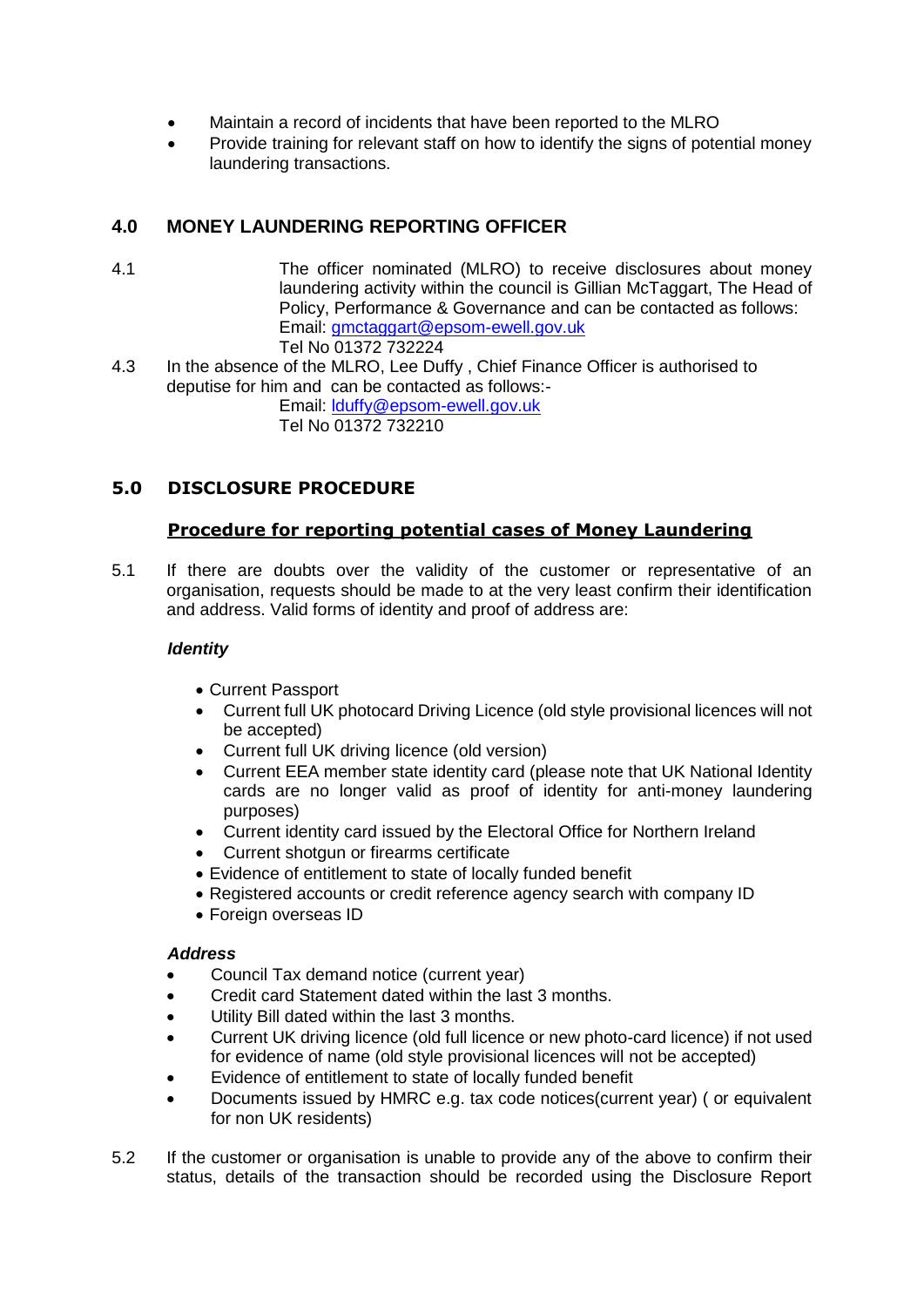- Maintain a record of incidents that have been reported to the MLRO
- Provide training for relevant staff on how to identify the signs of potential money laundering transactions.

## 4.0 MONEY LAUNDERING REPORTING OFFICER

4.1 The officer nominated (MLRO) to receive disclosures about money laundering activity within the council is Gillian McTaggart, The Head of Policy, Performance & Governance and can be contacted as follows:
Email: gmctaggart@epsom-ewell.gov.uk
Tel No 01372 732224

4.3 In the absence of the MLRO, Lee Duffy , Chief Finance Officer is authorised to deputise for him and can be contacted as follows:-
Email: lduffy@epsom-ewell.gov.uk
Tel No 01372 732210

## 5.0 DISCLOSURE PROCEDURE

### **Procedure for reporting potential cases of Money Laundering**

5.1 If there are doubts over the validity of the customer or representative of an organisation, requests should be made to at the very least confirm their identification and address. Valid forms of identity and proof of address are:

***Identity***

- Current Passport
- Current full UK photocard Driving Licence (old style provisional licences will not be accepted)
- Current full UK driving licence (old version)
- Current EEA member state identity card (please note that UK National Identity cards are no longer valid as proof of identity for anti-money laundering purposes)
- Current identity card issued by the Electoral Office for Northern Ireland
- Current shotgun or firearms certificate
- Evidence of entitlement to state of locally funded benefit
- Registered accounts or credit reference agency search with company ID
- Foreign overseas ID

***Address***

- Council Tax demand notice (current year)
- Credit card Statement dated within the last 3 months.
- Utility Bill dated within the last 3 months.
- Current UK driving licence (old full licence or new photo-card licence) if not used for evidence of name (old style provisional licences will not be accepted)
- Evidence of entitlement to state of locally funded benefit
- Documents issued by HMRC e.g. tax code notices(current year) ( or equivalent for non UK residents)

5.2 If the customer or organisation is unable to provide any of the above to confirm their status, details of the transaction should be recorded using the Disclosure Report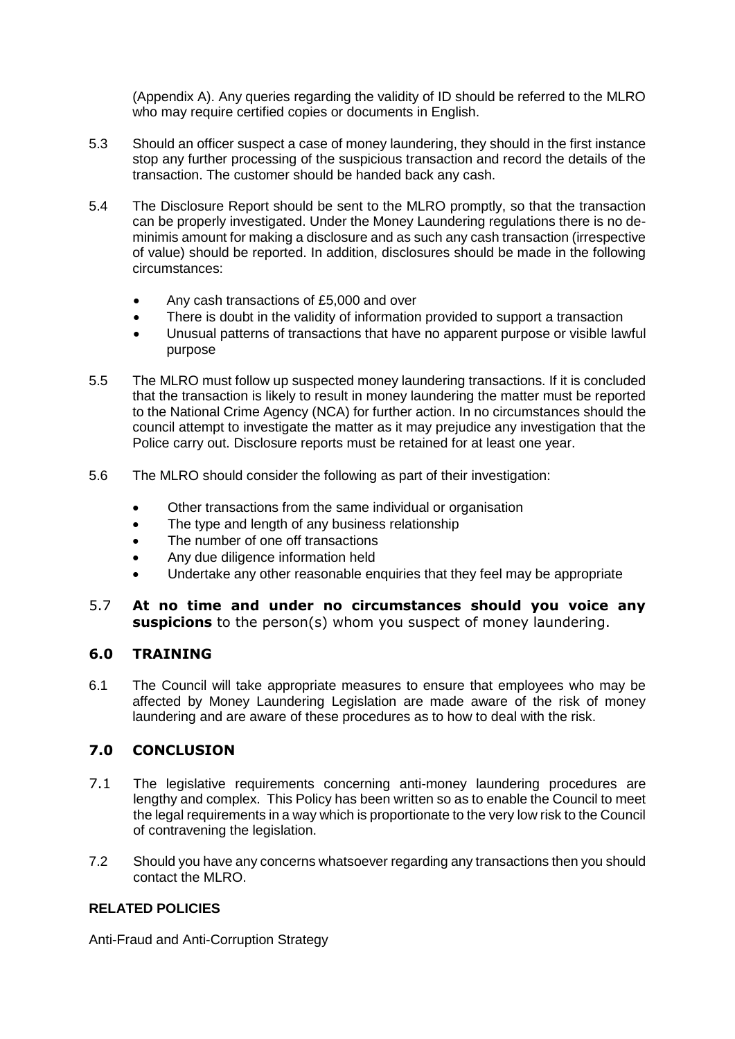(Appendix A). Any queries regarding the validity of ID should be referred to the MLRO who may require certified copies or documents in English.

5.3 Should an officer suspect a case of money laundering, they should in the first instance stop any further processing of the suspicious transaction and record the details of the transaction. The customer should be handed back any cash.

5.4 The Disclosure Report should be sent to the MLRO promptly, so that the transaction can be properly investigated. Under the Money Laundering regulations there is no de-minimis amount for making a disclosure and as such any cash transaction (irrespective of value) should be reported. In addition, disclosures should be made in the following circumstances:

- Any cash transactions of £5,000 and over
- There is doubt in the validity of information provided to support a transaction
- Unusual patterns of transactions that have no apparent purpose or visible lawful purpose

5.5 The MLRO must follow up suspected money laundering transactions. If it is concluded that the transaction is likely to result in money laundering the matter must be reported to the National Crime Agency (NCA) for further action. In no circumstances should the council attempt to investigate the matter as it may prejudice any investigation that the Police carry out. Disclosure reports must be retained for at least one year.

5.6 The MLRO should consider the following as part of their investigation:

- Other transactions from the same individual or organisation
- The type and length of any business relationship
- The number of one off transactions
- Any due diligence information held
- Undertake any other reasonable enquiries that they feel may be appropriate

5.7 **At no time and under no circumstances should you voice any suspicions** to the person(s) whom you suspect of money laundering.

## 6.0 TRAINING

6.1 The Council will take appropriate measures to ensure that employees who may be affected by Money Laundering Legislation are made aware of the risk of money laundering and are aware of these procedures as to how to deal with the risk.

## 7.0 CONCLUSION

7.1 The legislative requirements concerning anti-money laundering procedures are lengthy and complex. This Policy has been written so as to enable the Council to meet the legal requirements in a way which is proportionate to the very low risk to the Council of contravening the legislation.

7.2 Should you have any concerns whatsoever regarding any transactions then you should contact the MLRO.

**RELATED POLICIES**

Anti-Fraud and Anti-Corruption Strategy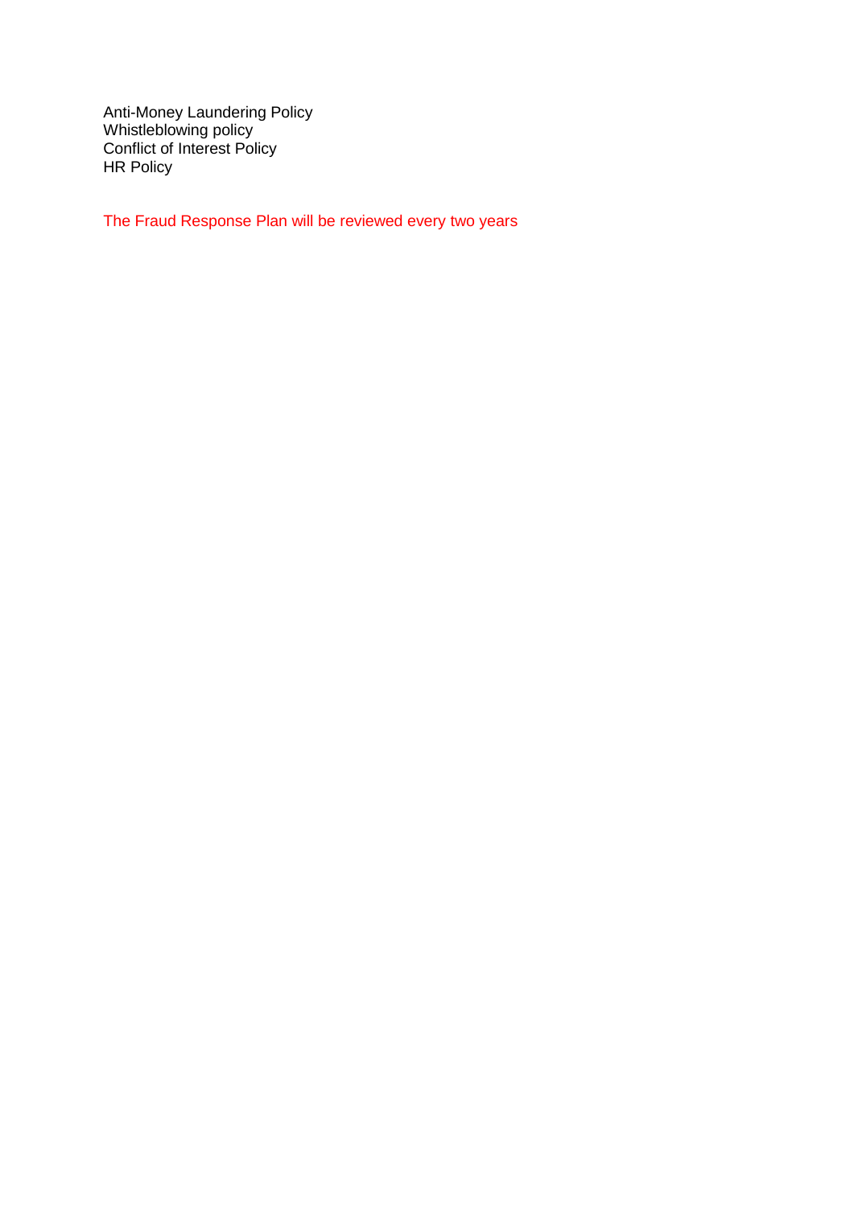Anti-Money Laundering Policy
Whistleblowing policy
Conflict of Interest Policy
HR Policy

The Fraud Response Plan will be reviewed every two years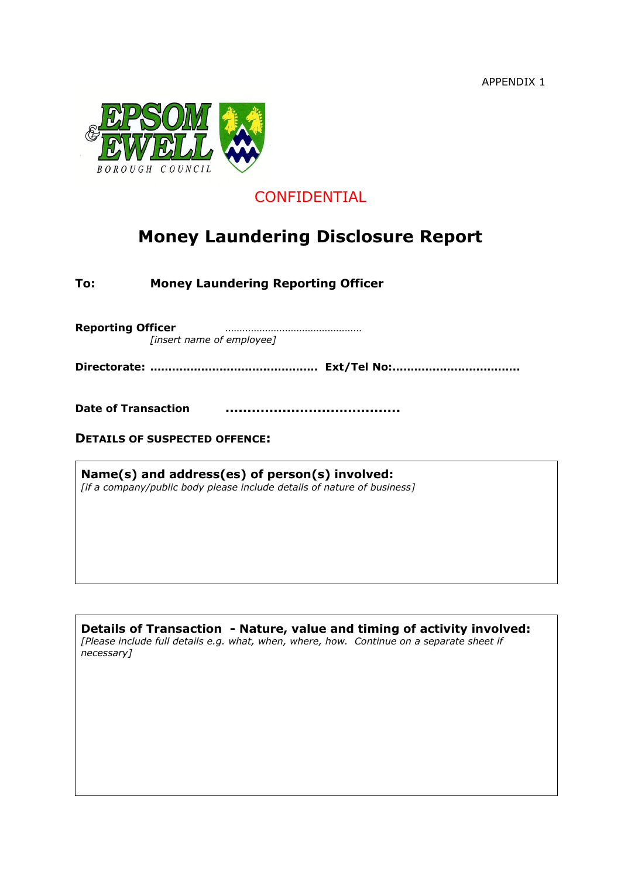APPENDIX 1

EPSOM & EWELL BOROUGH COUNCIL

CONFIDENTIAL

# Money Laundering Disclosure Report

**To:** **Money Laundering Reporting Officer**

**Reporting Officer** ……………………………………………
*[insert name of employee]*

**Directorate: ………………………………………… Ext/Tel No:………………………………**

**Date of Transaction …………………………………**

**DETAILS OF SUSPECTED OFFENCE:**

| **Name(s) and address(es) of person(s) involved:** *[if a company/public body please include details of nature of business]* |
|---|
| |

| **Details of Transaction - Nature, value and timing of activity involved:** *[Please include full details e.g. what, when, where, how. Continue on a separate sheet if necessary]* |
|---|
| |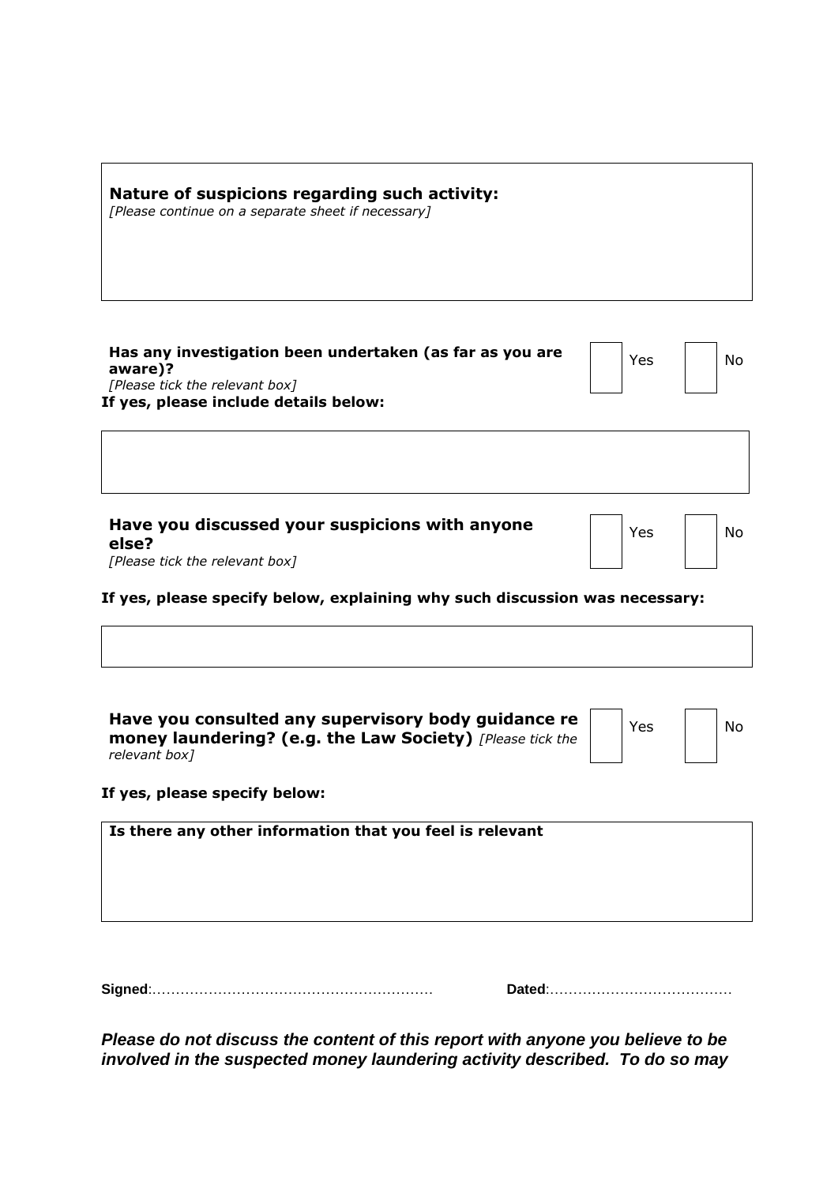**Nature of suspicions regarding such activity:**
*[Please continue on a separate sheet if necessary]*

**Has any investigation been undertaken (as far as you are aware)?**
*[Please tick the relevant box]*

☐ Yes ☐ No

**If yes, please include details below:**

**Have you discussed your suspicions with anyone else?**
*[Please tick the relevant box]*

☐ Yes ☐ No

**If yes, please specify below, explaining why such discussion was necessary:**

**Have you consulted any supervisory body guidance re money laundering? (e.g. the Law Society)** *[Please tick the relevant box]*

☐ Yes ☐ No

**If yes, please specify below:**

**Is there any other information that you feel is relevant**

**Signed**:…………………………………………………… **Dated**:…………………………………

***Please do not discuss the content of this report with anyone you believe to be involved in the suspected money laundering activity described. To do so may***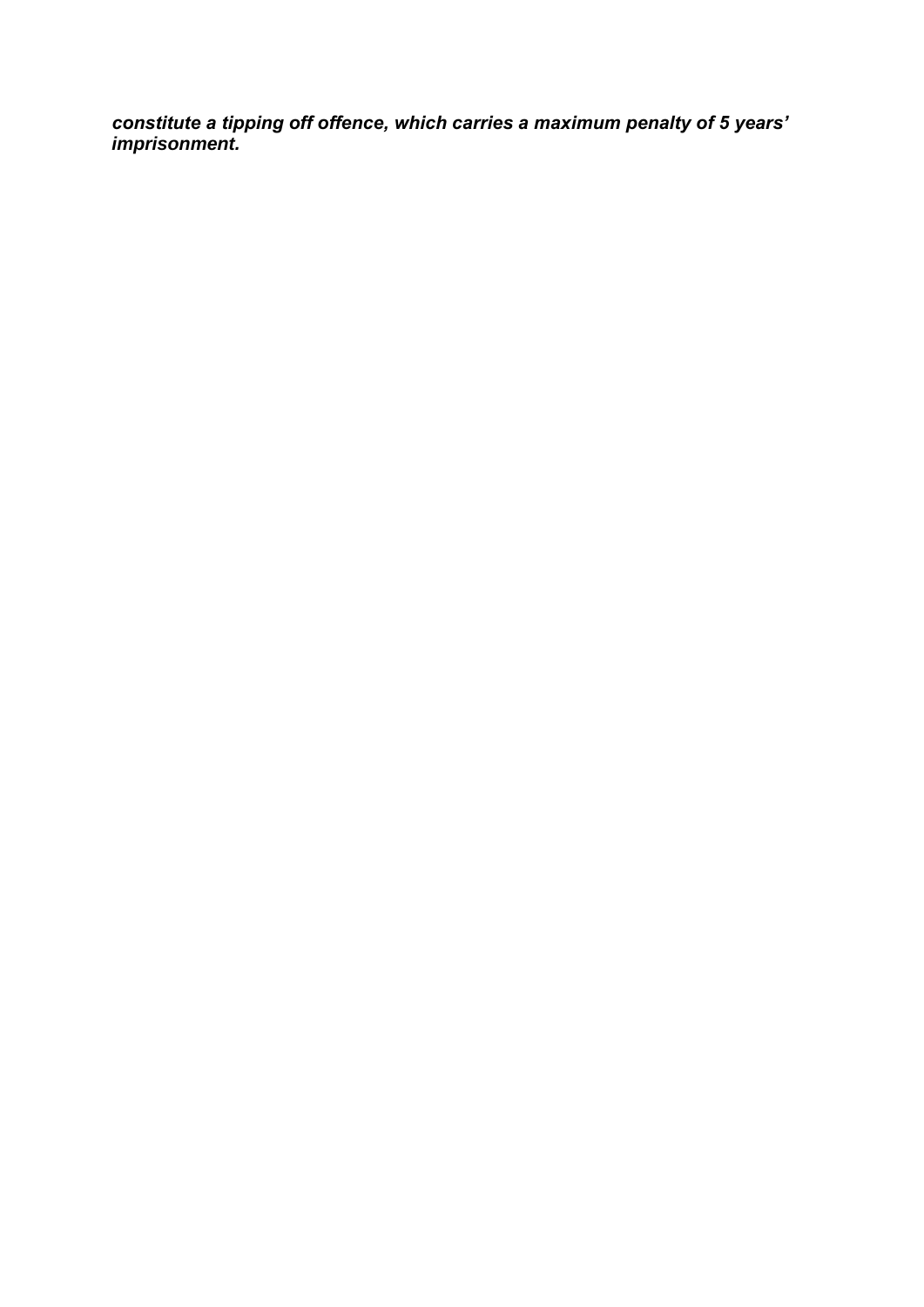***constitute a tipping off offence, which carries a maximum penalty of 5 years' imprisonment.***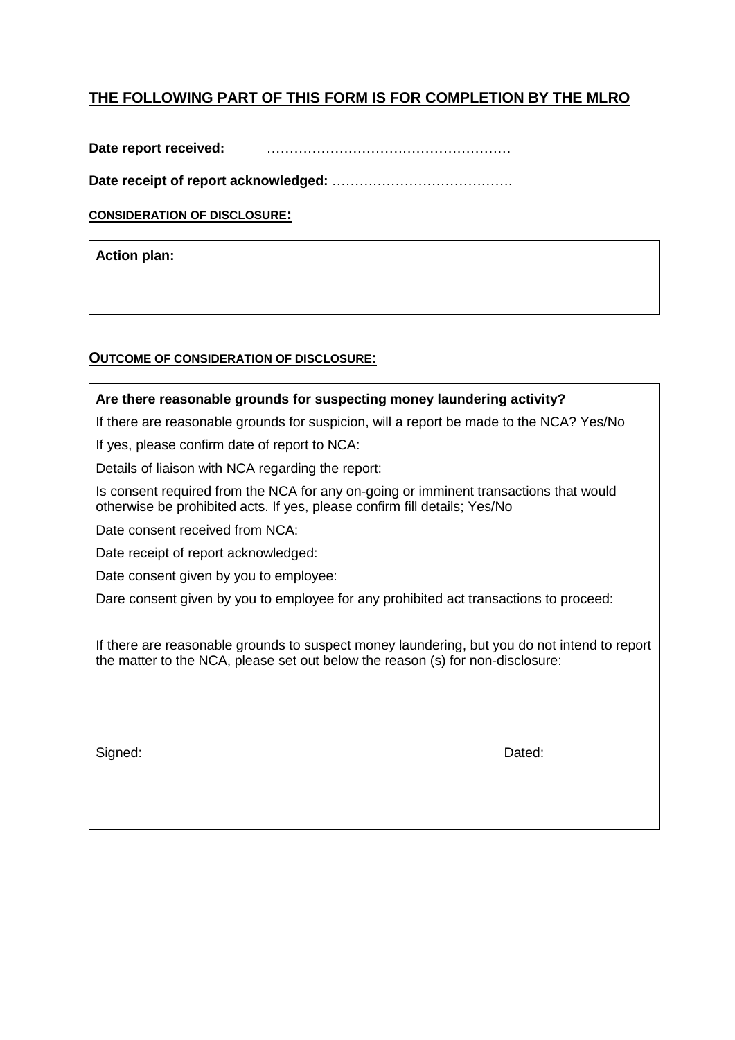## THE FOLLOWING PART OF THIS FORM IS FOR COMPLETION BY THE MLRO

**Date report received:** ………………………………………………

**Date receipt of report acknowledged:** …………………………………

**CONSIDERATION OF DISCLOSURE:**

**Action plan:**

**OUTCOME OF CONSIDERATION OF DISCLOSURE:**

**Are there reasonable grounds for suspecting money laundering activity?**

If there are reasonable grounds for suspicion, will a report be made to the NCA? Yes/No

If yes, please confirm date of report to NCA:

Details of liaison with NCA regarding the report:

Is consent required from the NCA for any on-going or imminent transactions that would otherwise be prohibited acts. If yes, please confirm fill details; Yes/No

Date consent received from NCA:

Date receipt of report acknowledged:

Date consent given by you to employee:

Dare consent given by you to employee for any prohibited act transactions to proceed:

If there are reasonable grounds to suspect money laundering, but you do not intend to report the matter to the NCA, please set out below the reason (s) for non-disclosure:

Signed: Dated: